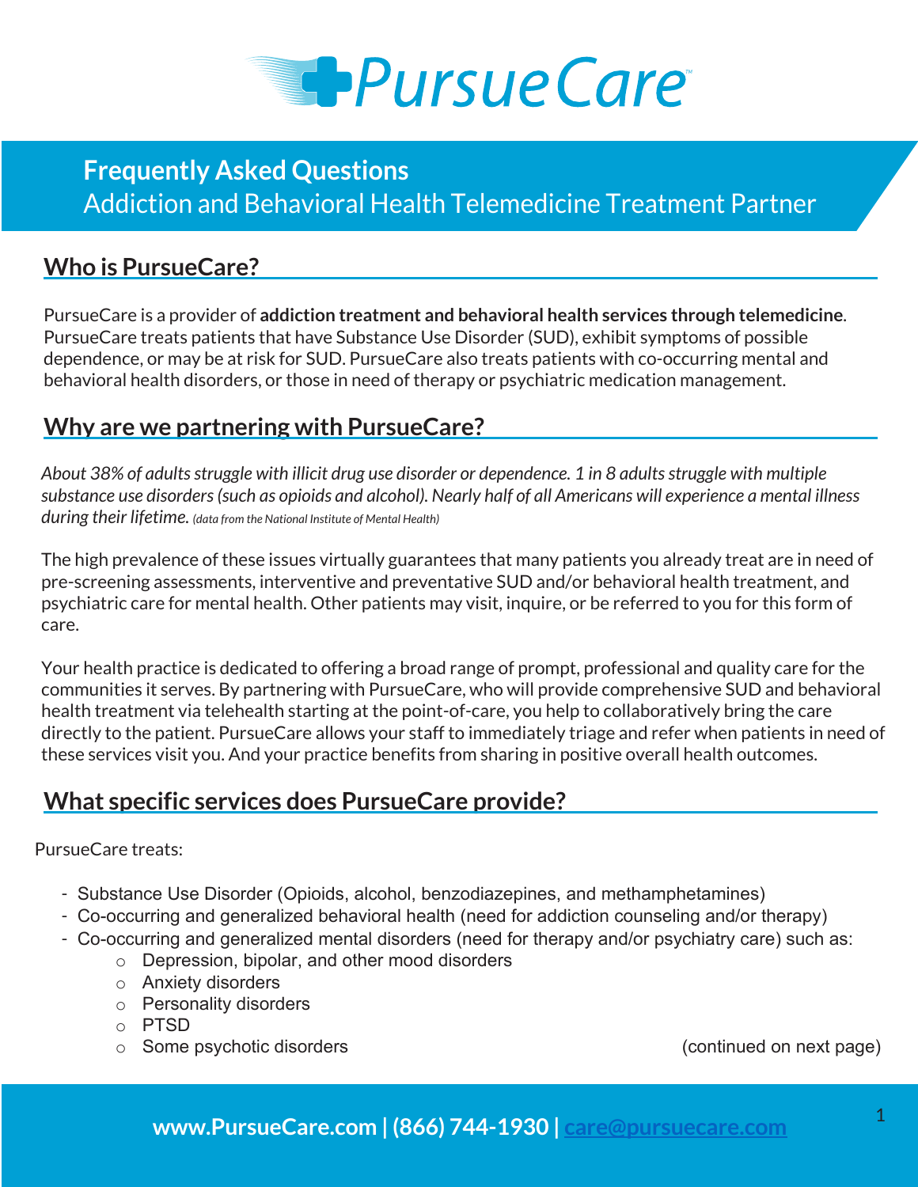# PursueCare

## Frequently Asked Questions

Addiction and Behavioral Health Telemedicine Treatment Partner

## Who is PursueCare?

PursueCare is a provider of **addiction treatment and behavioral health services through telemedicine**. PursueCare treats patients that have Substance Use Disorder (SUD), exhibit symptoms of possible dependence, or may be at risk for SUD. PursueCare also treats patients with co-occurring mental and behavioral health disorders, or those in need of therapy or psychiatric medication management.

## Why are we partnering with PursueCare?

*About 38% of adults struggle with illicit drug use disorder or dependence. 1 in 8 adults struggle with multiple substance use disorders (such as opioids and alcohol). Nearly half of all Americans will experience a mental illness during their lifetime.* (data from the National Institute of Mental Health)

The high prevalence of these issues virtually guarantees that many patients you already treat are in need of pre-screening assessments, interventive and preventative SUD and/or behavioral health treatment, and psychiatric care for mental health. Other patients may visit, inquire, or be referred to you for this form of care.

Your health practice is dedicated to offering a broad range of prompt, professional and quality care for the communities it serves. By partnering with PursueCare, who will provide comprehensive SUD and behavioral health treatment via telehealth starting at the point-of-care, you help to collaboratively bring the care directly to the patient. PursueCare allows your staff to immediately triage and refer when patients in need of these services visit you. And your practice benefits from sharing in positive overall health outcomes.

## What specific services does PursueCare provide?

PursueCare treats:

- Substance Use Disorder (Opioids, alcohol, benzodiazepines, and methamphetamines)
- Co-occurring and generalized behavioral health (need for addiction counseling and/or therapy)
- Co-occurring and generalized mental disorders (need for therapy and/or psychiatry care) such as:
  - Depression, bipolar, and other mood disorders
  - Anxiety disorders
  - Personality disorders
  - PTSD
  - Some psychotic disorders

(continued on next page)

**www.PursueCare.com | (866) 744-1930 | care@pursuecare.com**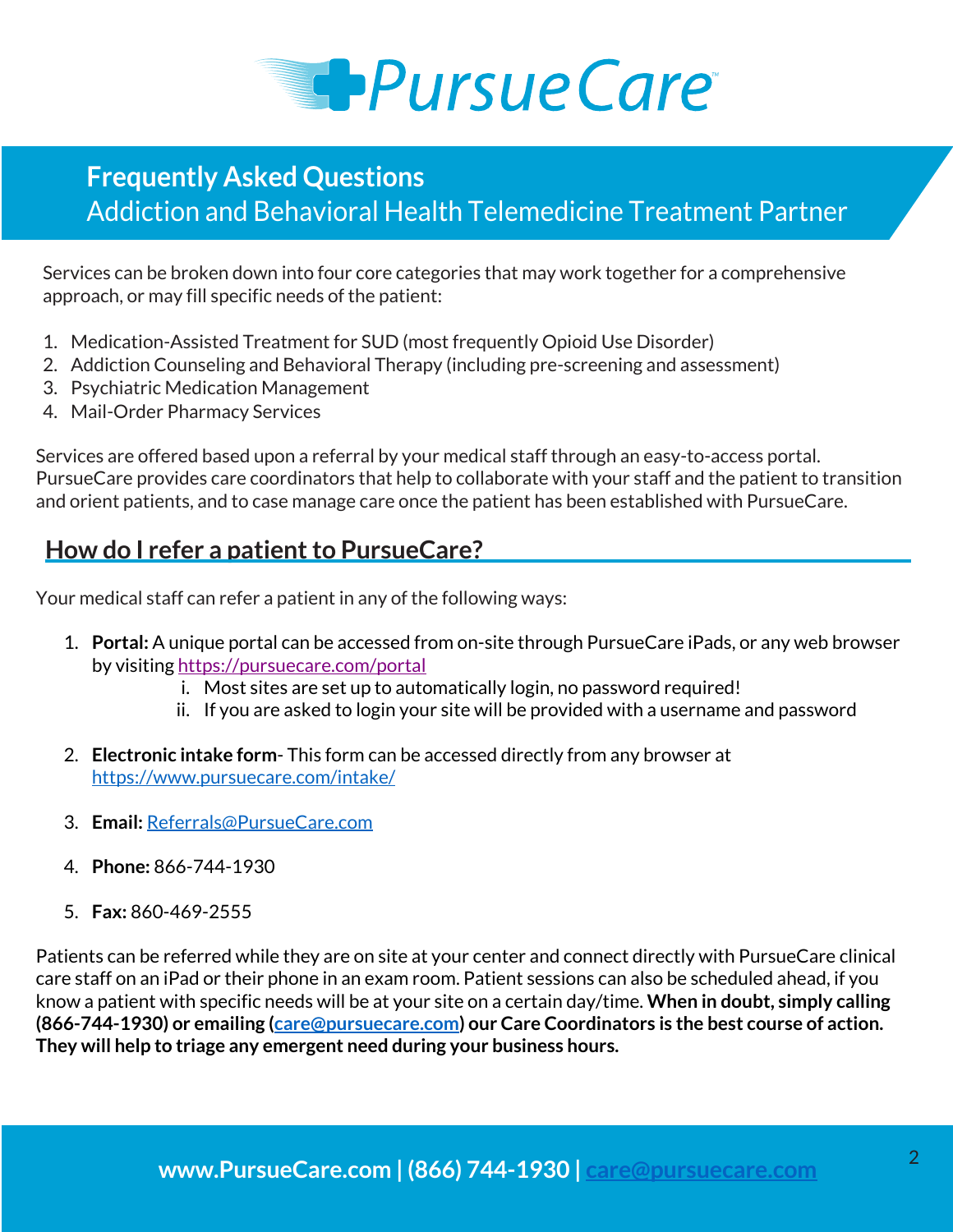## Frequently Asked Questions

### Addiction and Behavioral Health Telemedicine Treatment Partner

Services can be broken down into four core categories that may work together for a comprehensive approach, or may fill specific needs of the patient:

1. Medication-Assisted Treatment for SUD (most frequently Opioid Use Disorder)
2. Addiction Counseling and Behavioral Therapy (including pre-screening and assessment)
3. Psychiatric Medication Management
4. Mail-Order Pharmacy Services

Services are offered based upon a referral by your medical staff through an easy-to-access portal. PursueCare provides care coordinators that help to collaborate with your staff and the patient to transition and orient patients, and to case manage care once the patient has been established with PursueCare.

## How do I refer a patient to PursueCare?

Your medical staff can refer a patient in any of the following ways:

1. **Portal:** A unique portal can be accessed from on-site through PursueCare iPads, or any web browser by visiting https://pursuecare.com/portal
   - i. Most sites are set up to automatically login, no password required!
   - ii. If you are asked to login your site will be provided with a username and password

2. **Electronic intake form**- This form can be accessed directly from any browser at https://www.pursuecare.com/intake/

3. **Email:** Referrals@PursueCare.com

4. **Phone:** 866-744-1930

5. **Fax:** 860-469-2555

Patients can be referred while they are on site at your center and connect directly with PursueCare clinical care staff on an iPad or their phone in an exam room. Patient sessions can also be scheduled ahead, if you know a patient with specific needs will be at your site on a certain day/time. **When in doubt, simply calling (866-744-1930) or emailing (care@pursuecare.com) our Care Coordinators is the best course of action. They will help to triage any emergent need during your business hours.**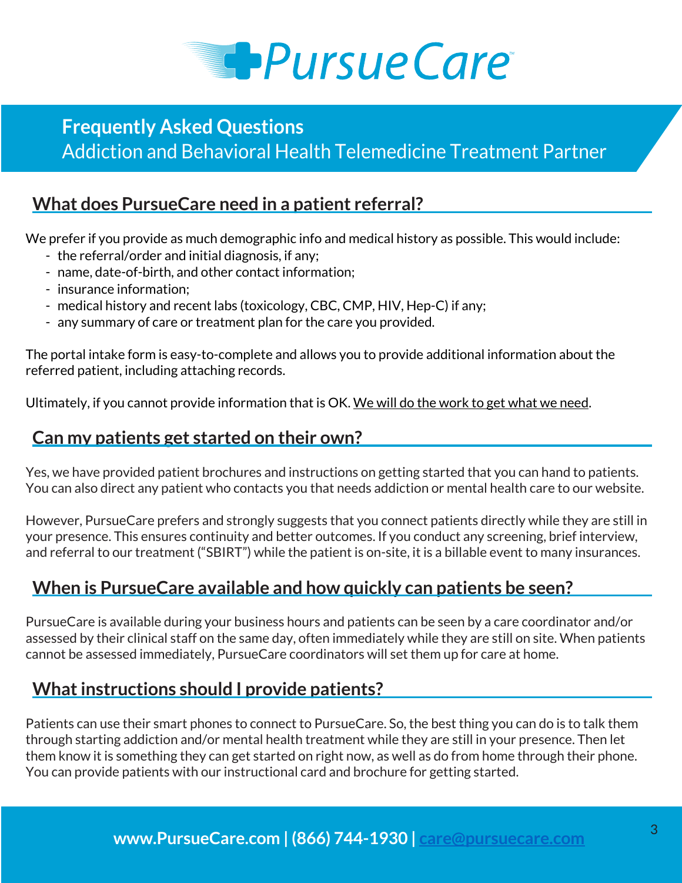# Frequently Asked Questions

Addiction and Behavioral Health Telemedicine Treatment Partner

## What does PursueCare need in a patient referral?

We prefer if you provide as much demographic info and medical history as possible. This would include:

- the referral/order and initial diagnosis, if any;
- name, date-of-birth, and other contact information;
- insurance information;
- medical history and recent labs (toxicology, CBC, CMP, HIV, Hep-C) if any;
- any summary of care or treatment plan for the care you provided.

The portal intake form is easy-to-complete and allows you to provide additional information about the referred patient, including attaching records.

Ultimately, if you cannot provide information that is OK. We will do the work to get what we need.

## Can my patients get started on their own?

Yes, we have provided patient brochures and instructions on getting started that you can hand to patients. You can also direct any patient who contacts you that needs addiction or mental health care to our website.

However, PursueCare prefers and strongly suggests that you connect patients directly while they are still in your presence. This ensures continuity and better outcomes. If you conduct any screening, brief interview, and referral to our treatment ("SBIRT") while the patient is on-site, it is a billable event to many insurances.

## When is PursueCare available and how quickly can patients be seen?

PursueCare is available during your business hours and patients can be seen by a care coordinator and/or assessed by their clinical staff on the same day, often immediately while they are still on site. When patients cannot be assessed immediately, PursueCare coordinators will set them up for care at home.

## What instructions should I provide patients?

Patients can use their smart phones to connect to PursueCare. So, the best thing you can do is to talk them through starting addiction and/or mental health treatment while they are still in your presence. Then let them know it is something they can get started on right now, as well as do from home through their phone. You can provide patients with our instructional card and brochure for getting started.

**www.PursueCare.com | (866) 744-1930 | care@pursuecare.com**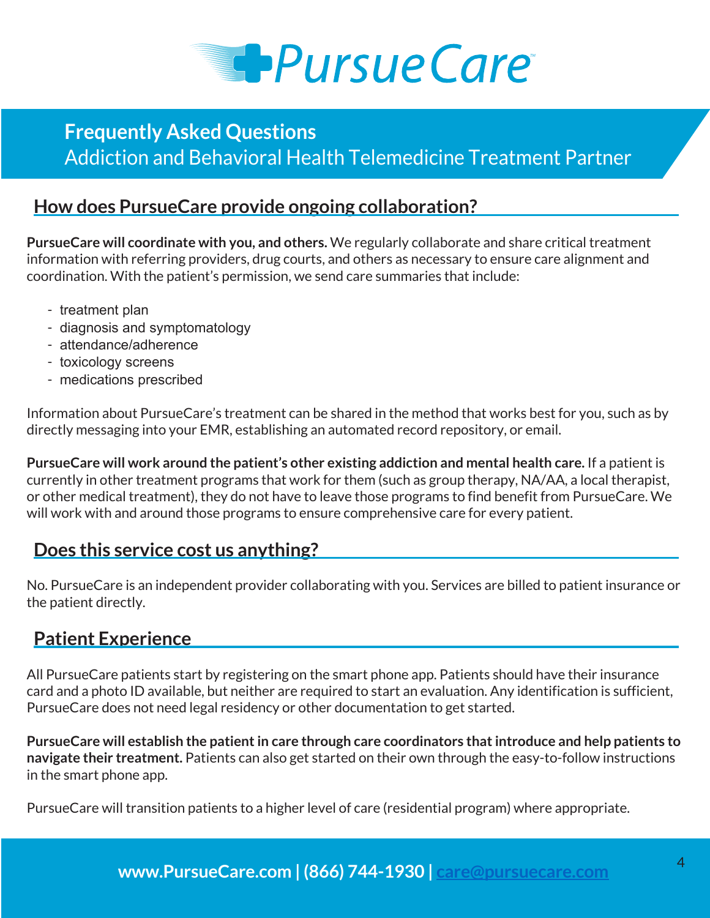# PursueCare

## Frequently Asked Questions

Addiction and Behavioral Health Telemedicine Treatment Partner

## How does PursueCare provide ongoing collaboration?

**PursueCare will coordinate with you, and others.** We regularly collaborate and share critical treatment information with referring providers, drug courts, and others as necessary to ensure care alignment and coordination. With the patient's permission, we send care summaries that include:

- treatment plan
- diagnosis and symptomatology
- attendance/adherence
- toxicology screens
- medications prescribed

Information about PursueCare's treatment can be shared in the method that works best for you, such as by directly messaging into your EMR, establishing an automated record repository, or email.

**PursueCare will work around the patient's other existing addiction and mental health care.** If a patient is currently in other treatment programs that work for them (such as group therapy, NA/AA, a local therapist, or other medical treatment), they do not have to leave those programs to find benefit from PursueCare. We will work with and around those programs to ensure comprehensive care for every patient.

## Does this service cost us anything?

No. PursueCare is an independent provider collaborating with you. Services are billed to patient insurance or the patient directly.

## Patient Experience

All PursueCare patients start by registering on the smart phone app. Patients should have their insurance card and a photo ID available, but neither are required to start an evaluation. Any identification is sufficient, PursueCare does not need legal residency or other documentation to get started.

**PursueCare will establish the patient in care through care coordinators that introduce and help patients to navigate their treatment.** Patients can also get started on their own through the easy-to-follow instructions in the smart phone app.

PursueCare will transition patients to a higher level of care (residential program) where appropriate.

**www.PursueCare.com | (866) 744-1930 | care@pursuecare.com**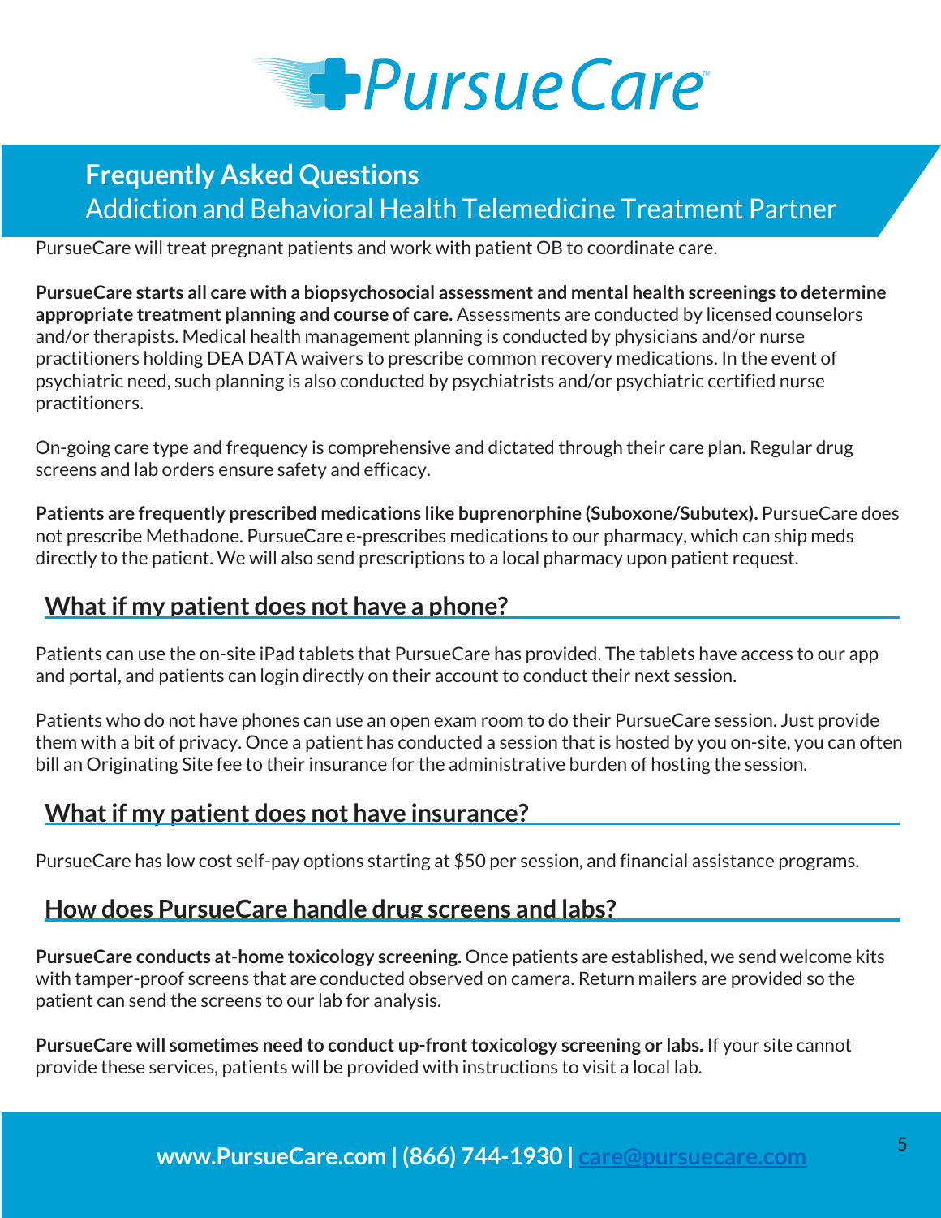## Frequently Asked Questions

Addiction and Behavioral Health Telemedicine Treatment Partner

PursueCare will treat pregnant patients and work with patient OB to coordinate care.

**PursueCare starts all care with a biopsychosocial assessment and mental health screenings to determine appropriate treatment planning and course of care.** Assessments are conducted by licensed counselors and/or therapists. Medical health management planning is conducted by physicians and/or nurse practitioners holding DEA DATA waivers to prescribe common recovery medications. In the event of psychiatric need, such planning is also conducted by psychiatrists and/or psychiatric certified nurse practitioners.

On-going care type and frequency is comprehensive and dictated through their care plan. Regular drug screens and lab orders ensure safety and efficacy.

**Patients are frequently prescribed medications like buprenorphine (Suboxone/Subutex).** PursueCare does not prescribe Methadone. PursueCare e-prescribes medications to our pharmacy, which can ship meds directly to the patient. We will also send prescriptions to a local pharmacy upon patient request.

## What if my patient does not have a phone?

Patients can use the on-site iPad tablets that PursueCare has provided. The tablets have access to our app and portal, and patients can login directly on their account to conduct their next session.

Patients who do not have phones can use an open exam room to do their PursueCare session. Just provide them with a bit of privacy. Once a patient has conducted a session that is hosted by you on-site, you can often bill an Originating Site fee to their insurance for the administrative burden of hosting the session.

## What if my patient does not have insurance?

PursueCare has low cost self-pay options starting at $50 per session, and financial assistance programs.

## How does PursueCare handle drug screens and labs?

**PursueCare conducts at-home toxicology screening.** Once patients are established, we send welcome kits with tamper-proof screens that are conducted observed on camera. Return mailers are provided so the patient can send the screens to our lab for analysis.

**PursueCare will sometimes need to conduct up-front toxicology screening or labs.** If your site cannot provide these services, patients will be provided with instructions to visit a local lab.

**www.PursueCare.com | (866) 744-1930 | care@pursuecare.com**